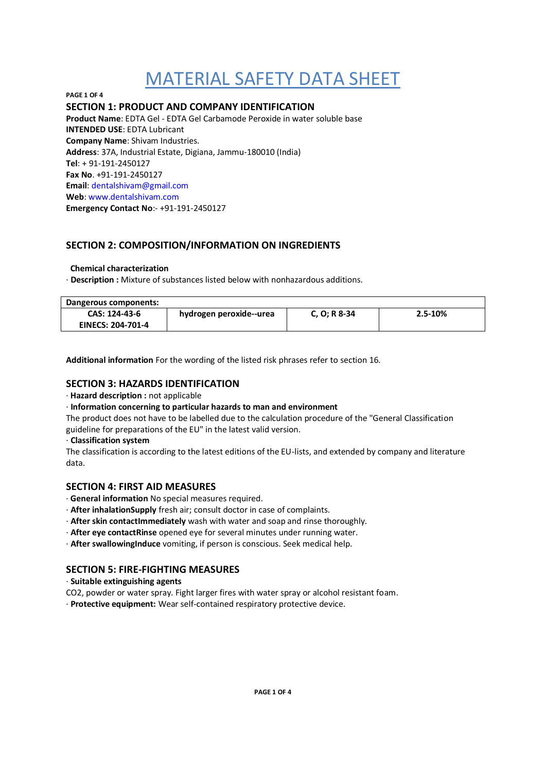# MATERIAL SAFETY DATA SHEET

## SECTION 1: PRODUCT AND COMPANY IDENTIFICATION

**Product Name**: EDTA Gel - EDTA Gel Carbamode Peroxide in water soluble base
**INTENDED USE**: EDTA Lubricant
**Company Name**: Shivam Industries.
**Address**: 37A, Industrial Estate, Digiana, Jammu-180010 (India)
**Tel**: + 91-191-2450127
**Fax No**. +91-191-2450127
**Email**: dentalshivam@gmail.com
**Web**: www.dentalshivam.com
**Emergency Contact No**:- +91-191-2450127

## SECTION 2: COMPOSITION/INFORMATION ON INGREDIENTS

**Chemical characterization**

· **Description :** Mixture of substances listed below with nonhazardous additions.

| Dangerous components: | | | |
|---|---|---|---|
| **CAS: 124-43-6 EINECS: 204-701-4** | **hydrogen peroxide--urea** | **C, O; R 8-34** | **2.5-10%** |

**Additional information** For the wording of the listed risk phrases refer to section 16.

## SECTION 3: HAZARDS IDENTIFICATION

· **Hazard description :** not applicable
· **Information concerning to particular hazards to man and environment**
The product does not have to be labelled due to the calculation procedure of the "General Classification guideline for preparations of the EU" in the latest valid version.
· **Classification system**
The classification is according to the latest editions of the EU-lists, and extended by company and literature data.

## SECTION 4: FIRST AID MEASURES

· **General information** No special measures required.
· **After inhalationSupply** fresh air; consult doctor in case of complaints.
· **After skin contactImmediately** wash with water and soap and rinse thoroughly.
· **After eye contactRinse** opened eye for several minutes under running water.
· **After swallowingInduce** vomiting, if person is conscious. Seek medical help.

## SECTION 5: FIRE-FIGHTING MEASURES

· **Suitable extinguishing agents**
$CO_2$, powder or water spray. Fight larger fires with water spray or alcohol resistant foam.
· **Protective equipment:** Wear self-contained respiratory protective device.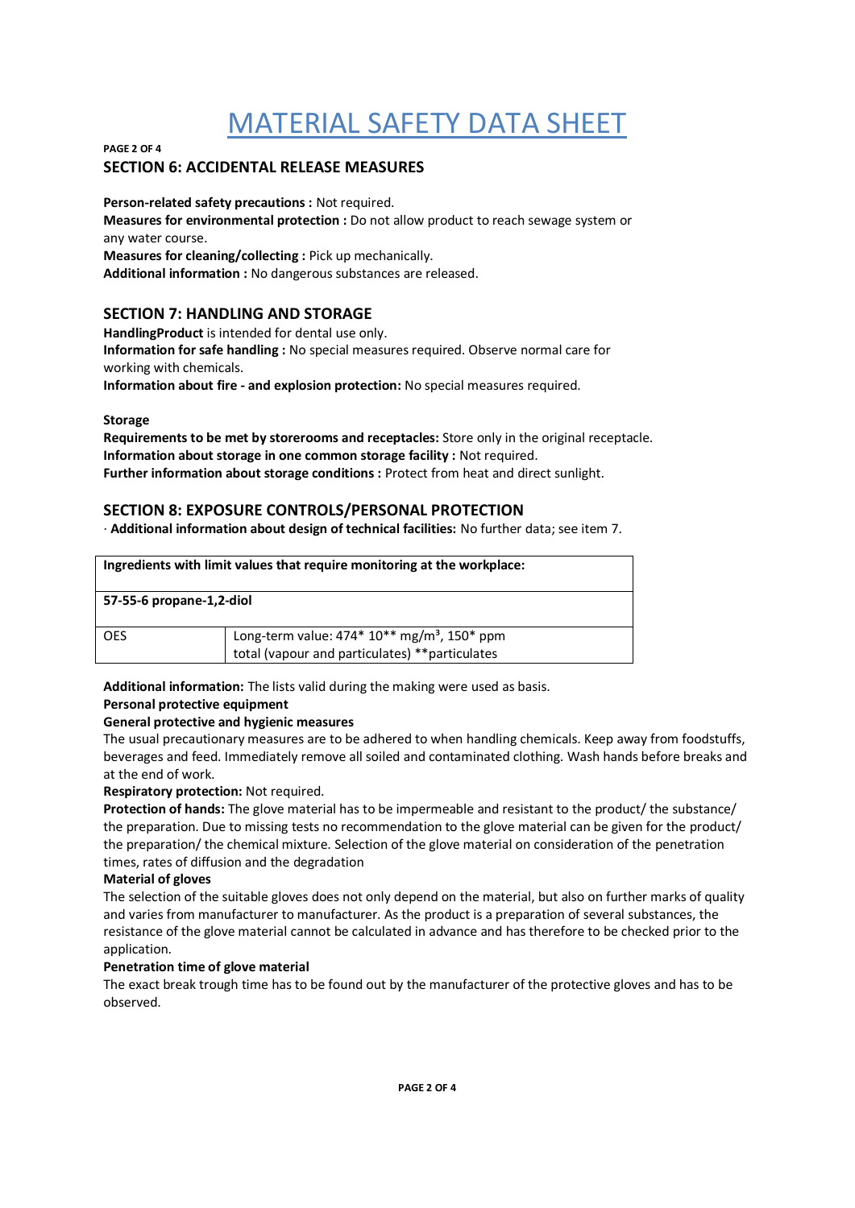# MATERIAL SAFETY DATA SHEET

## SECTION 6: ACCIDENTAL RELEASE MEASURES

**Person-related safety precautions :** Not required.
**Measures for environmental protection :** Do not allow product to reach sewage system or any water course.
**Measures for cleaning/collecting :** Pick up mechanically.
**Additional information :** No dangerous substances are released.

## SECTION 7: HANDLING AND STORAGE

**HandlingProduct** is intended for dental use only.
**Information for safe handling :** No special measures required. Observe normal care for working with chemicals.
**Information about fire - and explosion protection:** No special measures required.

**Storage**
**Requirements to be met by storerooms and receptacles:** Store only in the original receptacle.
**Information about storage in one common storage facility :** Not required.
**Further information about storage conditions :** Protect from heat and direct sunlight.

## SECTION 8: EXPOSURE CONTROLS/PERSONAL PROTECTION

· **Additional information about design of technical facilities:** No further data; see item 7.

| **Ingredients with limit values that require monitoring at the workplace:** | |
|---|---|
| **57-55-6 propane-1,2-diol** | |
| OES | Long-term value: 474* 10** mg/m³, 150* ppm total (vapour and particulates) **particulates |

**Additional information:** The lists valid during the making were used as basis.
**Personal protective equipment**
**General protective and hygienic measures**
The usual precautionary measures are to be adhered to when handling chemicals. Keep away from foodstuffs, beverages and feed. Immediately remove all soiled and contaminated clothing. Wash hands before breaks and at the end of work.
**Respiratory protection:** Not required.
**Protection of hands:** The glove material has to be impermeable and resistant to the product/ the substance/ the preparation. Due to missing tests no recommendation to the glove material can be given for the product/ the preparation/ the chemical mixture. Selection of the glove material on consideration of the penetration times, rates of diffusion and the degradation
**Material of gloves**
The selection of the suitable gloves does not only depend on the material, but also on further marks of quality and varies from manufacturer to manufacturer. As the product is a preparation of several substances, the resistance of the glove material cannot be calculated in advance and has therefore to be checked prior to the application.
**Penetration time of glove material**
The exact break trough time has to be found out by the manufacturer of the protective gloves and has to be observed.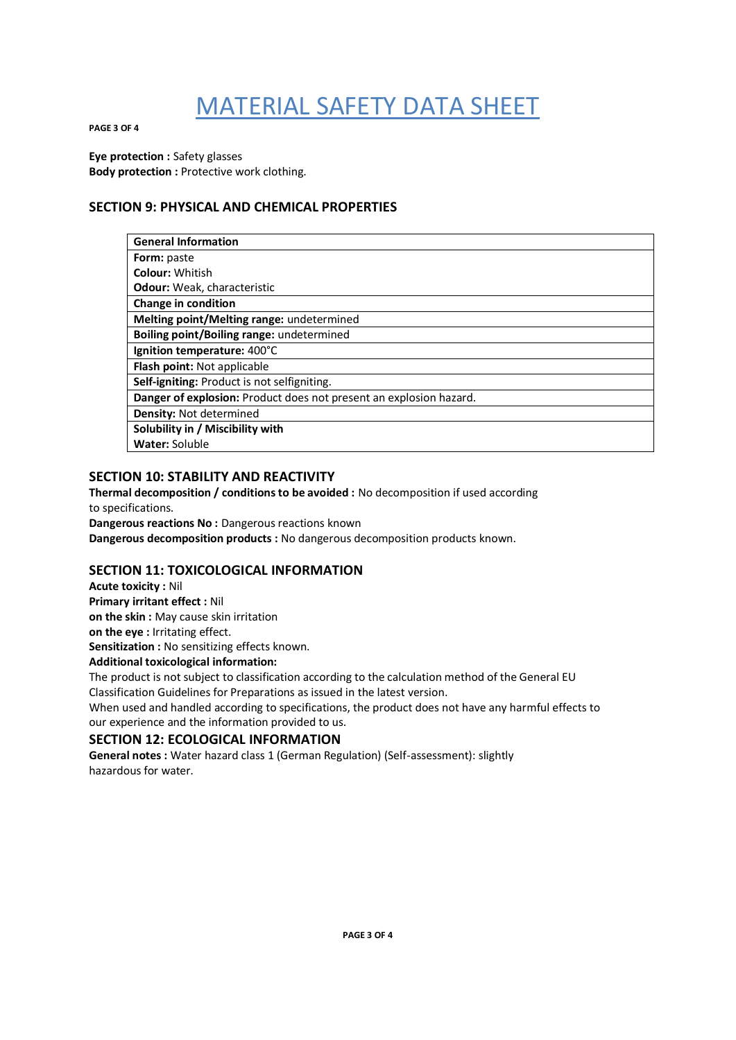# MATERIAL SAFETY DATA SHEET

**Eye protection :** Safety glasses
**Body protection :** Protective work clothing.

## SECTION 9: PHYSICAL AND CHEMICAL PROPERTIES

| **General Information** |
|---|
| **Form:** paste<br>**Colour:** Whitish<br>**Odour:** Weak, characteristic |
| **Change in condition** |
| **Melting point/Melting range:** undetermined |
| **Boiling point/Boiling range:** undetermined |
| **Ignition temperature:** 400°C |
| **Flash point:** Not applicable |
| **Self-igniting:** Product is not selfigniting. |
| **Danger of explosion:** Product does not present an explosion hazard. |
| **Density:** Not determined |
| **Solubility in / Miscibility with**<br>**Water:** Soluble |

## SECTION 10: STABILITY AND REACTIVITY

**Thermal decomposition / conditions to be avoided :** No decomposition if used according to specifications.
**Dangerous reactions No :** Dangerous reactions known
**Dangerous decomposition products :** No dangerous decomposition products known.

## SECTION 11: TOXICOLOGICAL INFORMATION

**Acute toxicity :** Nil
**Primary irritant effect :** Nil
**on the skin :** May cause skin irritation
**on the eye :** Irritating effect.
**Sensitization :** No sensitizing effects known.
**Additional toxicological information:**
The product is not subject to classification according to the calculation method of the General EU Classification Guidelines for Preparations as issued in the latest version.
When used and handled according to specifications, the product does not have any harmful effects to our experience and the information provided to us.

## SECTION 12: ECOLOGICAL INFORMATION

**General notes :** Water hazard class 1 (German Regulation) (Self-assessment): slightly hazardous for water.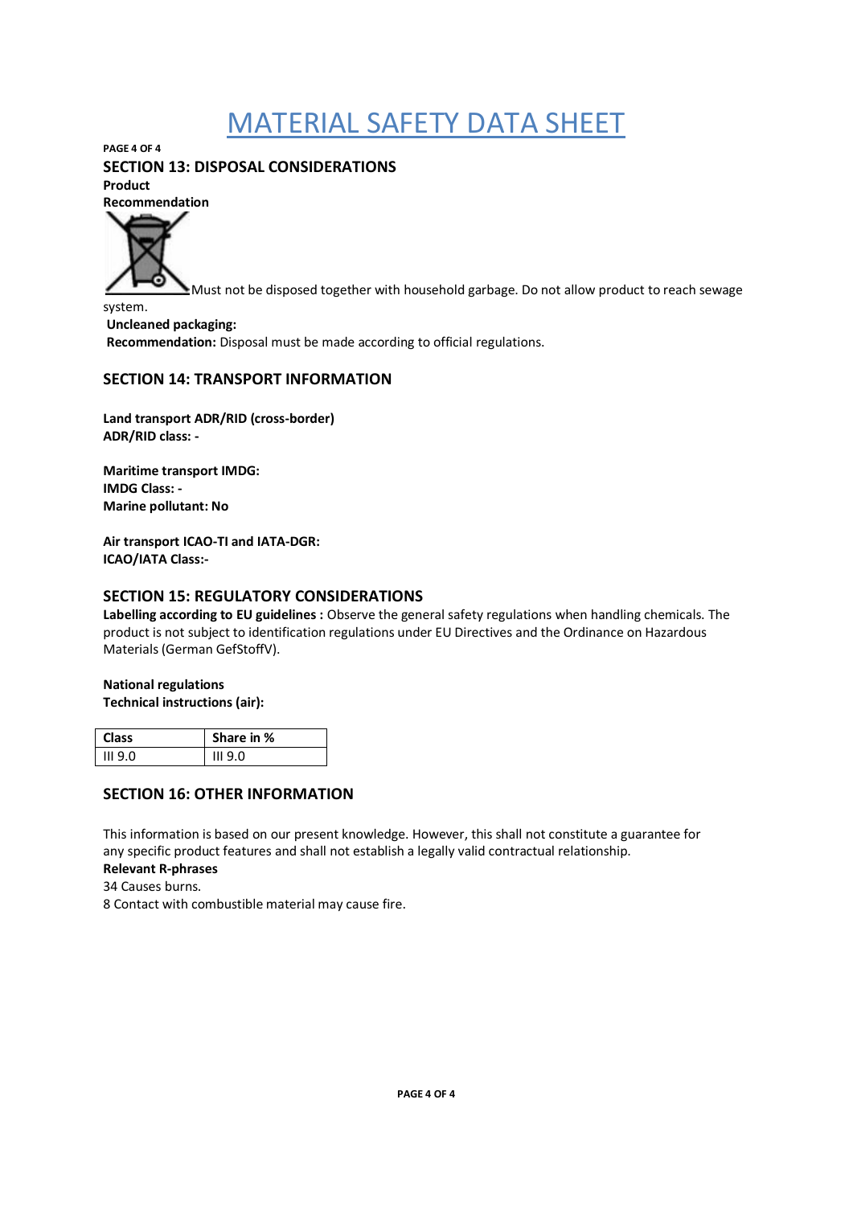# MATERIAL SAFETY DATA SHEET

**PAGE 4 OF 4**

## SECTION 13: DISPOSAL CONSIDERATIONS

**Product**

**Recommendation**

Must not be disposed together with household garbage. Do not allow product to reach sewage system.

**Uncleaned packaging:**

**Recommendation:** Disposal must be made according to official regulations.

## SECTION 14: TRANSPORT INFORMATION

**Land transport ADR/RID (cross-border)**
**ADR/RID class: -**

**Maritime transport IMDG:**
**IMDG Class: -**
**Marine pollutant: No**

**Air transport ICAO-TI and IATA-DGR:**
**ICAO/IATA Class:-**

## SECTION 15: REGULATORY CONSIDERATIONS

**Labelling according to EU guidelines :** Observe the general safety regulations when handling chemicals. The product is not subject to identification regulations under EU Directives and the Ordinance on Hazardous Materials (German GefStoffV).

**National regulations**
**Technical instructions (air):**

| Class | Share in % |
| --- | --- |
| III 9.0 | III 9.0 |

## SECTION 16: OTHER INFORMATION

This information is based on our present knowledge. However, this shall not constitute a guarantee for any specific product features and shall not establish a legally valid contractual relationship.

**Relevant R-phrases**

34 Causes burns.

8 Contact with combustible material may cause fire.